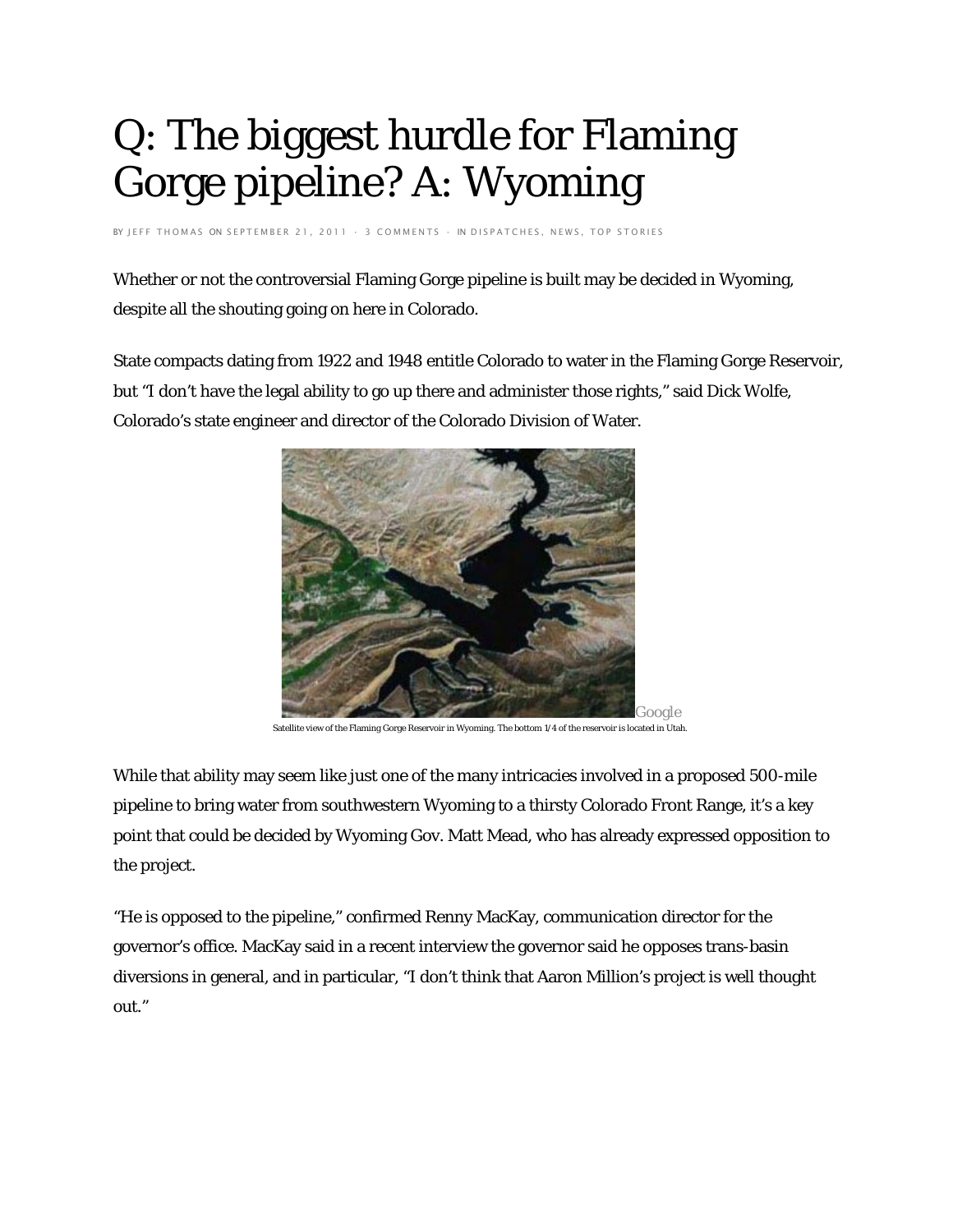# Q: The biggest hurdle for Flaming Gorge pipeline? A: Wyoming

BY JEFF THOMAS ON SEPTEMBER 21, 2011 · 3 COMMENTS · IN DISPATCHES, NEWS, TOP STORIES

Whether or not the controversial Flaming Gorge pipeline is built may be decided in Wyoming, despite all the shouting going on here in Colorado.

State compacts dating from 1922 and 1948 entitle Colorado to water in the Flaming Gorge Reservoir, but "I don't have the legal ability to go up there and administer those rights," said Dick Wolfe, Colorado's state engineer and director of the Colorado Division of Water.

Google

Satellite view of the Flaming Gorge Reservoir in Wyoming. The bottom 1/4 of the reservoir is located in Utah.

While that ability may seem like just one of the many intricacies involved in a proposed 500-mile pipeline to bring water from southwestern Wyoming to a thirsty Colorado Front Range, it's a key point that could be decided by Wyoming Gov. Matt Mead, who has already expressed opposition to the project.

"He is opposed to the pipeline," confirmed Renny MacKay, communication director for the governor's office. MacKay said in a recent interview the governor said he opposes trans-basin diversions in general, and in particular, "I don't think that Aaron Million's project is well thought out."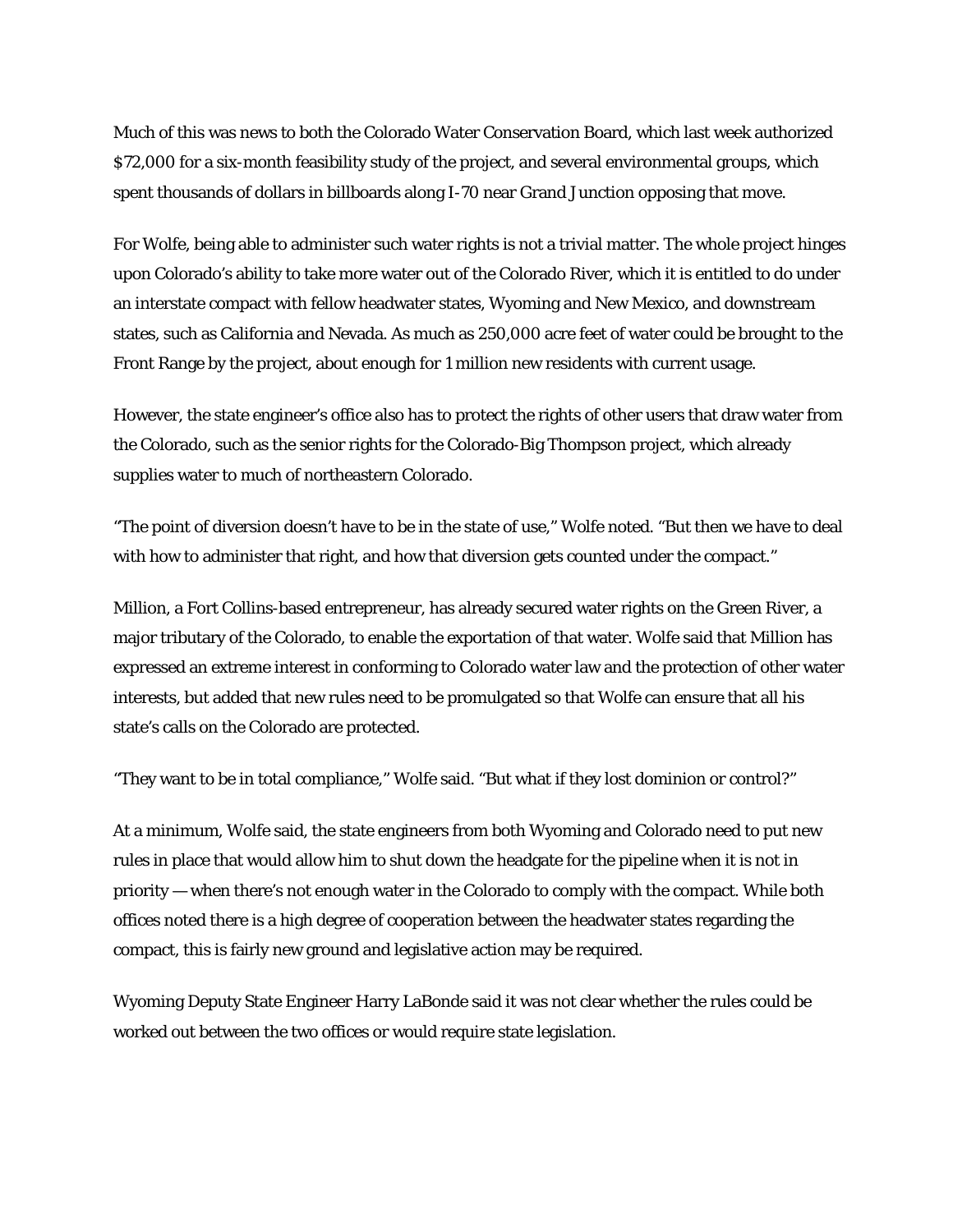Much of this was news to both the Colorado Water Conservation Board, which last week authorized $72,000 for a six-month feasibility study of the project, and several environmental groups, which spent thousands of dollars in billboards along I-70 near Grand Junction opposing that move.

For Wolfe, being able to administer such water rights is not a trivial matter. The whole project hinges upon Colorado's ability to take more water out of the Colorado River, which it is entitled to do under an interstate compact with fellow headwater states, Wyoming and New Mexico, and downstream states, such as California and Nevada. As much as 250,000 acre feet of water could be brought to the Front Range by the project, about enough for 1 million new residents with current usage.

However, the state engineer's office also has to protect the rights of other users that draw water from the Colorado, such as the senior rights for the Colorado-Big Thompson project, which already supplies water to much of northeastern Colorado.

"The point of diversion doesn't have to be in the state of use," Wolfe noted. "But then we have to deal with how to administer that right, and how that diversion gets counted under the compact."

Million, a Fort Collins-based entrepreneur, has already secured water rights on the Green River, a major tributary of the Colorado, to enable the exportation of that water. Wolfe said that Million has expressed an extreme interest in conforming to Colorado water law and the protection of other water interests, but added that new rules need to be promulgated so that Wolfe can ensure that all his state's calls on the Colorado are protected.

"They want to be in total compliance," Wolfe said. "But what if they lost dominion or control?"

At a minimum, Wolfe said, the state engineers from both Wyoming and Colorado need to put new rules in place that would allow him to shut down the headgate for the pipeline when it is not in priority — when there's not enough water in the Colorado to comply with the compact. While both offices noted there is a high degree of cooperation between the headwater states regarding the compact, this is fairly new ground and legislative action may be required.

Wyoming Deputy State Engineer Harry LaBonde said it was not clear whether the rules could be worked out between the two offices or would require state legislation.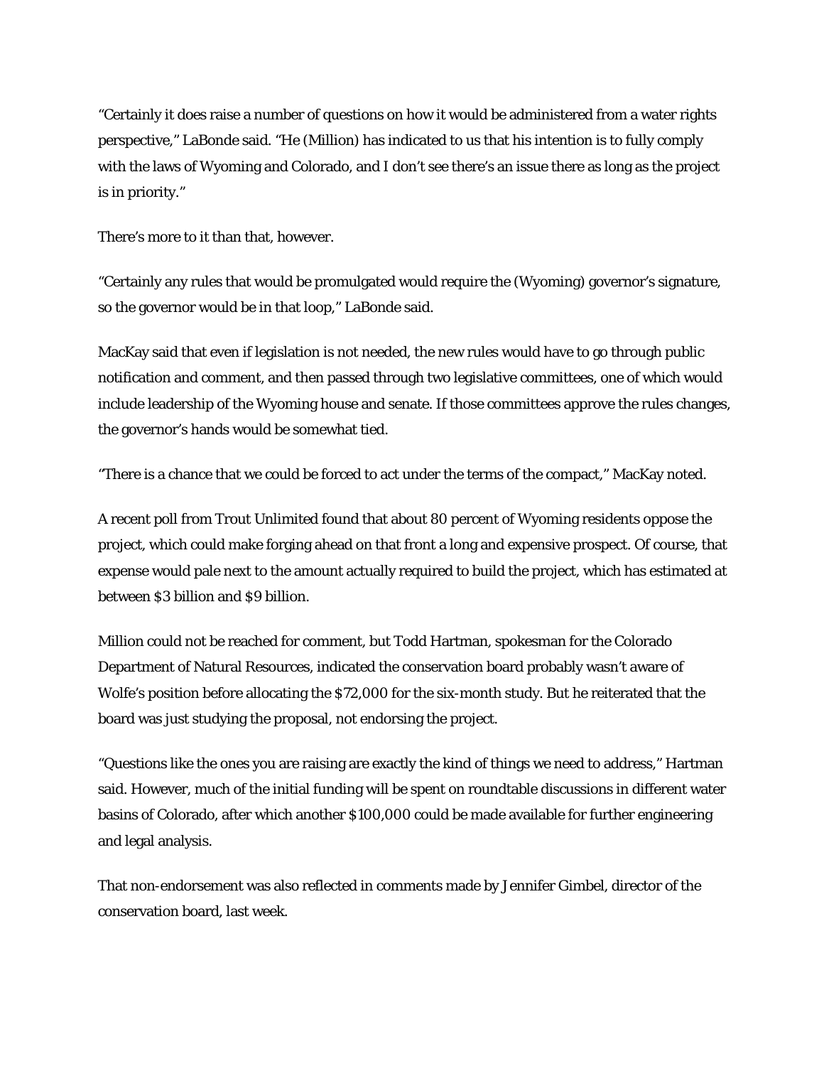"Certainly it does raise a number of questions on how it would be administered from a water rights perspective," LaBonde said. "He (Million) has indicated to us that his intention is to fully comply with the laws of Wyoming and Colorado, and I don't see there's an issue there as long as the project is in priority."

There's more to it than that, however.

"Certainly any rules that would be promulgated would require the (Wyoming) governor's signature, so the governor would be in that loop," LaBonde said.

MacKay said that even if legislation is not needed, the new rules would have to go through public notification and comment, and then passed through two legislative committees, one of which would include leadership of the Wyoming house and senate. If those committees approve the rules changes, the governor's hands would be somewhat tied.

"There is a chance that we could be forced to act under the terms of the compact," MacKay noted.

A recent poll from Trout Unlimited found that about 80 percent of Wyoming residents oppose the project, which could make forging ahead on that front a long and expensive prospect. Of course, that expense would pale next to the amount actually required to build the project, which has estimated at between $3 billion and $9 billion.

Million could not be reached for comment, but Todd Hartman, spokesman for the Colorado Department of Natural Resources, indicated the conservation board probably wasn't aware of Wolfe's position before allocating the $72,000 for the six-month study. But he reiterated that the board was just studying the proposal, not endorsing the project.

"Questions like the ones you are raising are exactly the kind of things we need to address," Hartman said. However, much of the initial funding will be spent on roundtable discussions in different water basins of Colorado, after which another $100,000 could be made available for further engineering and legal analysis.

That non-endorsement was also reflected in comments made by Jennifer Gimbel, director of the conservation board, last week.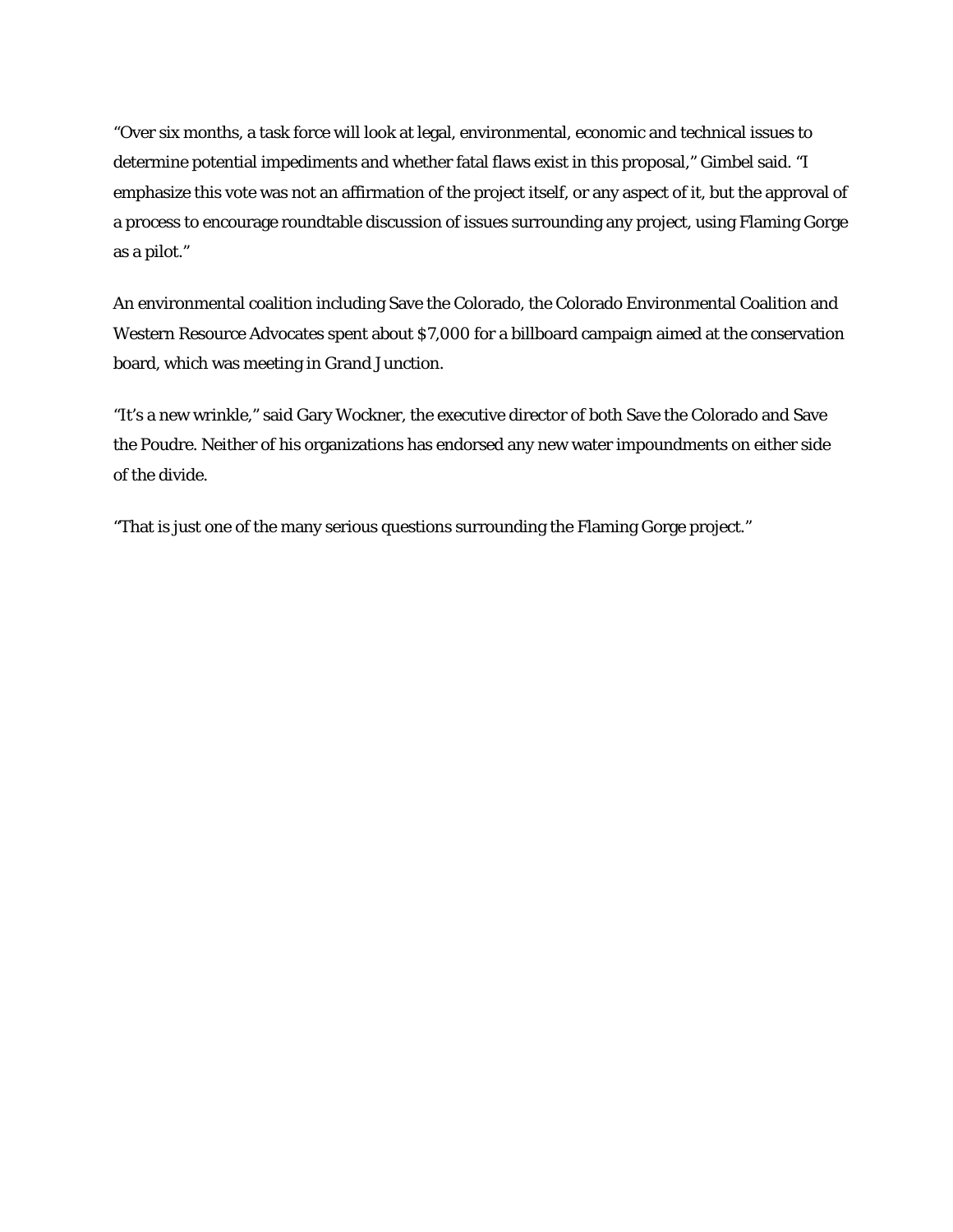"Over six months, a task force will look at legal, environmental, economic and technical issues to determine potential impediments and whether fatal flaws exist in this proposal," Gimbel said. "I emphasize this vote was not an affirmation of the project itself, or any aspect of it, but the approval of a process to encourage roundtable discussion of issues surrounding any project, using Flaming Gorge as a pilot."

An environmental coalition including Save the Colorado, the Colorado Environmental Coalition and Western Resource Advocates spent about $7,000 for a billboard campaign aimed at the conservation board, which was meeting in Grand Junction.

"It's a new wrinkle," said Gary Wockner, the executive director of both Save the Colorado and Save the Poudre. Neither of his organizations has endorsed any new water impoundments on either side of the divide.

"That is just one of the many serious questions surrounding the Flaming Gorge project."